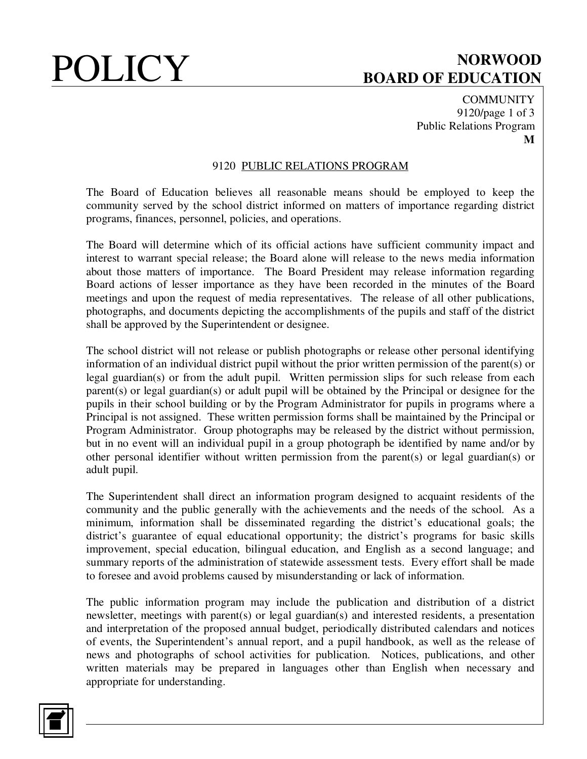# 9120 PUBLIC RELATIONS PROGRAM

The Board of Education believes all reasonable means should be employed to keep the community served by the school district informed on matters of importance regarding district programs, finances, personnel, policies, and operations.

The Board will determine which of its official actions have sufficient community impact and interest to warrant special release; the Board alone will release to the news media information about those matters of importance. The Board President may release information regarding Board actions of lesser importance as they have been recorded in the minutes of the Board meetings and upon the request of media representatives. The release of all other publications, photographs, and documents depicting the accomplishments of the pupils and staff of the district shall be approved by the Superintendent or designee.

The school district will not release or publish photographs or release other personal identifying information of an individual district pupil without the prior written permission of the parent(s) or legal guardian(s) or from the adult pupil. Written permission slips for such release from each parent(s) or legal guardian(s) or adult pupil will be obtained by the Principal or designee for the pupils in their school building or by the Program Administrator for pupils in programs where a Principal is not assigned. These written permission forms shall be maintained by the Principal or Program Administrator. Group photographs may be released by the district without permission, but in no event will an individual pupil in a group photograph be identified by name and/or by other personal identifier without written permission from the parent(s) or legal guardian(s) or adult pupil.

The Superintendent shall direct an information program designed to acquaint residents of the community and the public generally with the achievements and the needs of the school. As a minimum, information shall be disseminated regarding the district's educational goals; the district's guarantee of equal educational opportunity; the district's programs for basic skills improvement, special education, bilingual education, and English as a second language; and summary reports of the administration of statewide assessment tests. Every effort shall be made to foresee and avoid problems caused by misunderstanding or lack of information.

The public information program may include the publication and distribution of a district newsletter, meetings with parent(s) or legal guardian(s) and interested residents, a presentation and interpretation of the proposed annual budget, periodically distributed calendars and notices of events, the Superintendent's annual report, and a pupil handbook, as well as the release of news and photographs of school activities for publication. Notices, publications, and other written materials may be prepared in languages other than English when necessary and appropriate for understanding.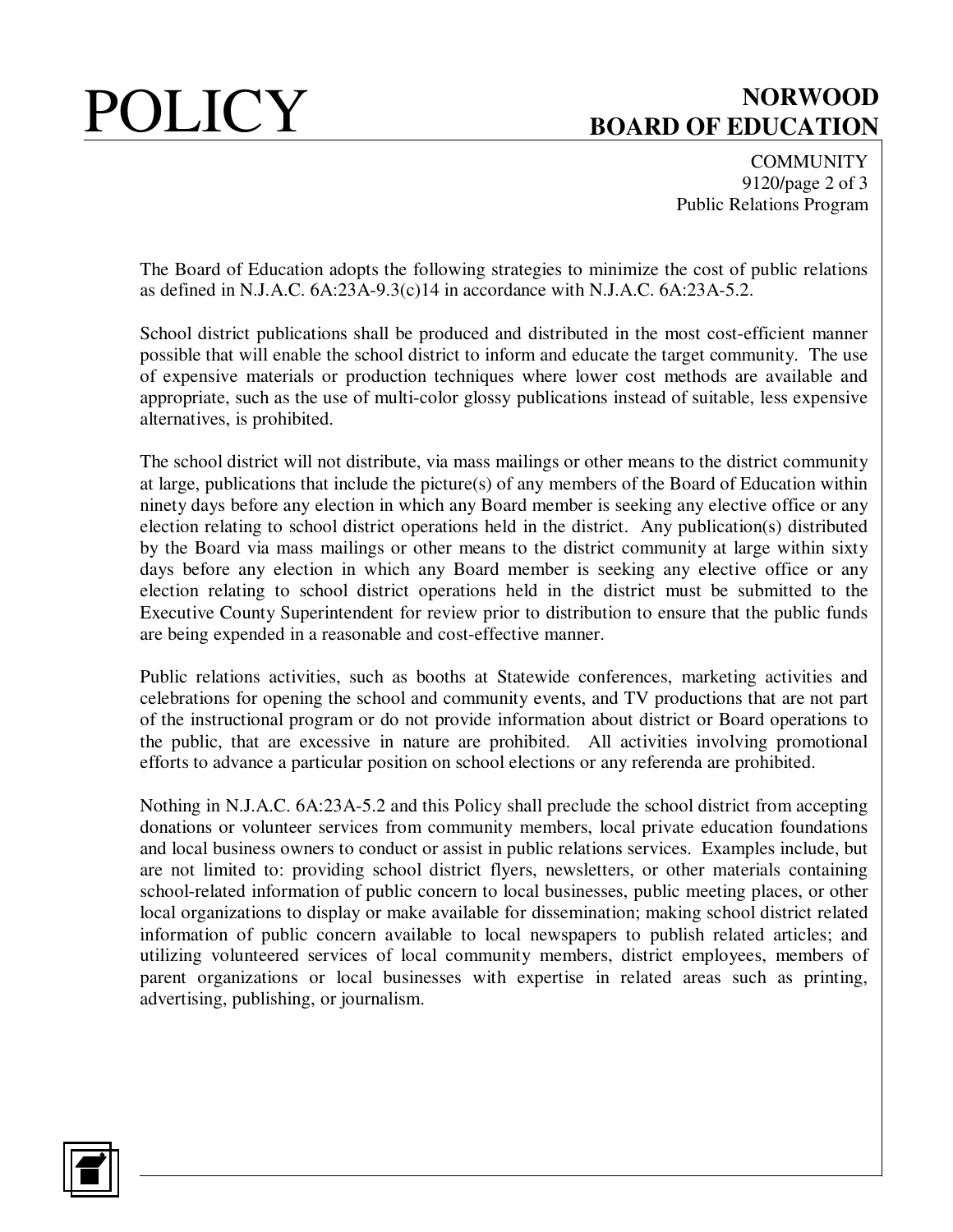The Board of Education adopts the following strategies to minimize the cost of public relations as defined in N.J.A.C. 6A:23A-9.3(c)14 in accordance with N.J.A.C. 6A:23A-5.2.

School district publications shall be produced and distributed in the most cost-efficient manner possible that will enable the school district to inform and educate the target community. The use of expensive materials or production techniques where lower cost methods are available and appropriate, such as the use of multi-color glossy publications instead of suitable, less expensive alternatives, is prohibited.

The school district will not distribute, via mass mailings or other means to the district community at large, publications that include the picture(s) of any members of the Board of Education within ninety days before any election in which any Board member is seeking any elective office or any election relating to school district operations held in the district. Any publication(s) distributed by the Board via mass mailings or other means to the district community at large within sixty days before any election in which any Board member is seeking any elective office or any election relating to school district operations held in the district must be submitted to the Executive County Superintendent for review prior to distribution to ensure that the public funds are being expended in a reasonable and cost-effective manner.

Public relations activities, such as booths at Statewide conferences, marketing activities and celebrations for opening the school and community events, and TV productions that are not part of the instructional program or do not provide information about district or Board operations to the public, that are excessive in nature are prohibited. All activities involving promotional efforts to advance a particular position on school elections or any referenda are prohibited.

Nothing in N.J.A.C. 6A:23A-5.2 and this Policy shall preclude the school district from accepting donations or volunteer services from community members, local private education foundations and local business owners to conduct or assist in public relations services. Examples include, but are not limited to: providing school district flyers, newsletters, or other materials containing school-related information of public concern to local businesses, public meeting places, or other local organizations to display or make available for dissemination; making school district related information of public concern available to local newspapers to publish related articles; and utilizing volunteered services of local community members, district employees, members of parent organizations or local businesses with expertise in related areas such as printing, advertising, publishing, or journalism.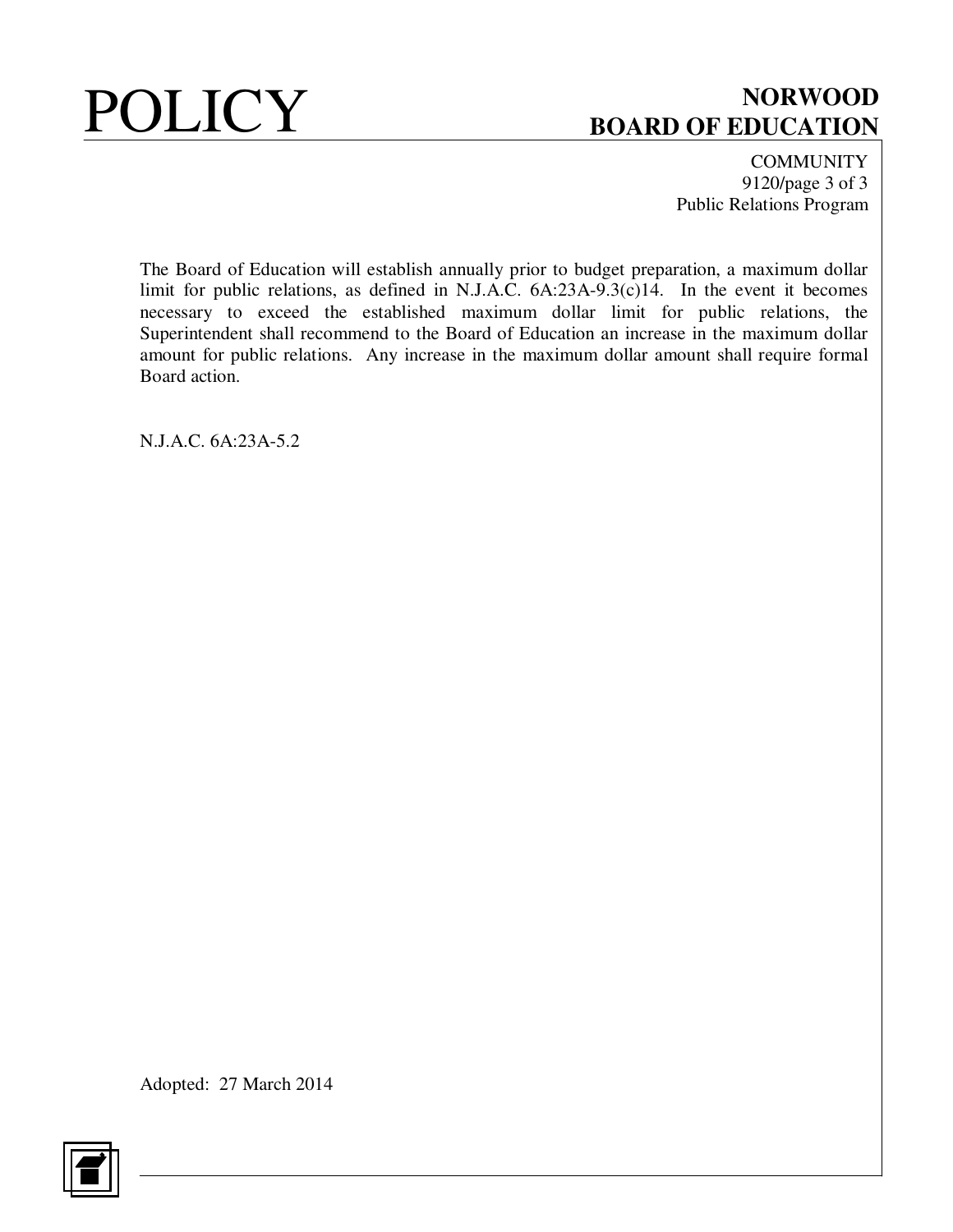The Board of Education will establish annually prior to budget preparation, a maximum dollar limit for public relations, as defined in N.J.A.C. 6A:23A-9.3(c)14. In the event it becomes necessary to exceed the established maximum dollar limit for public relations, the Superintendent shall recommend to the Board of Education an increase in the maximum dollar amount for public relations. Any increase in the maximum dollar amount shall require formal Board action.

N.J.A.C. 6A:23A-5.2

Adopted: 27 March 2014